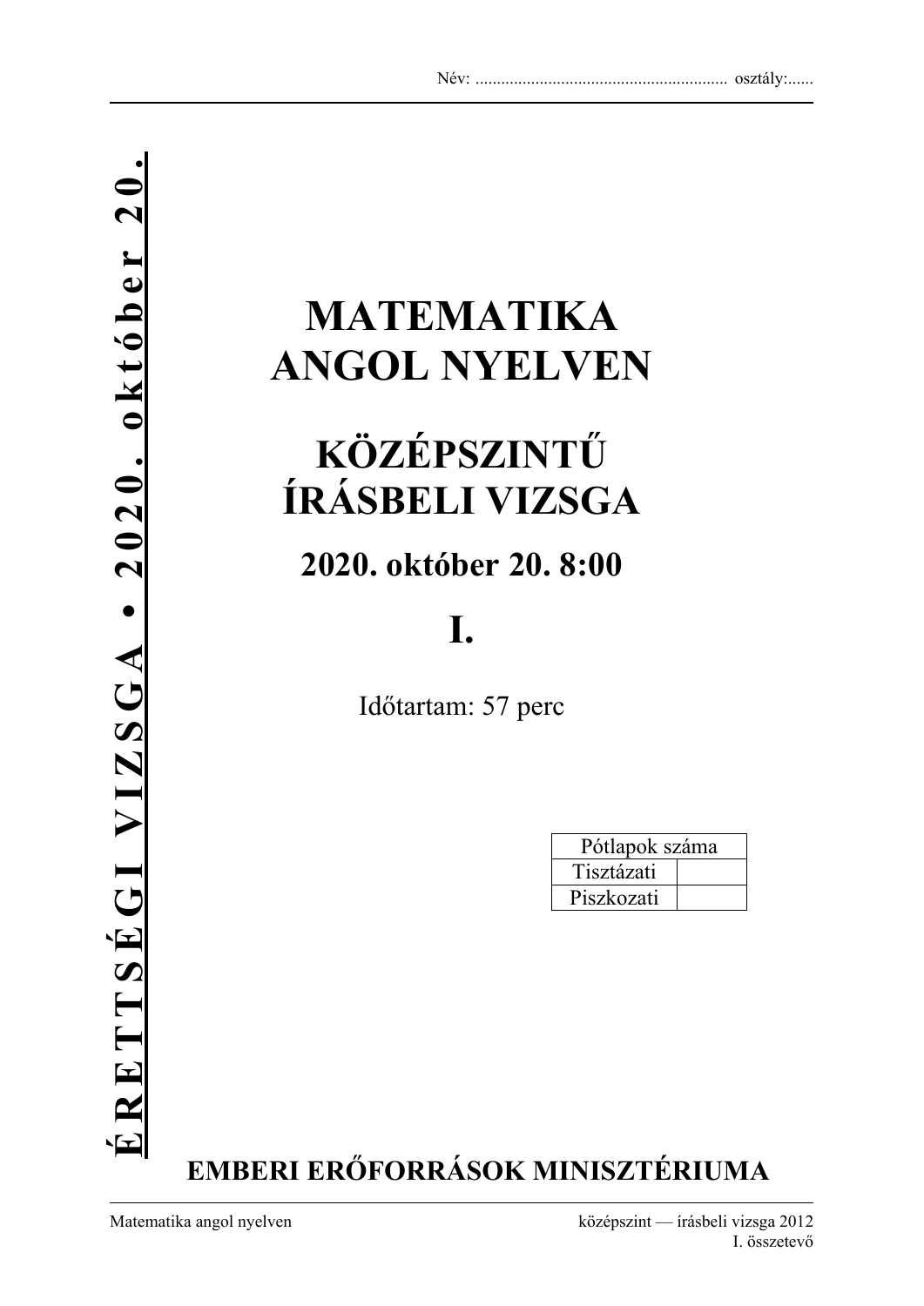Név: ........................................................... osztály:......

ÉRETTSÉGI VIZSGA • 2020. október 20.

# MATEMATIKA ANGOL NYELVEN

# KÖZÉPSZINTŰ ÍRÁSBELI VIZSGA

## 2020. október 20. 8:00

## I.

Időtartam: 57 perc

| Pótlapok száma | |
|---|---|
| Tisztázati | |
| Piszkozati | |

**EMBERI ERŐFORRÁSOK MINISZTÉRIUMA**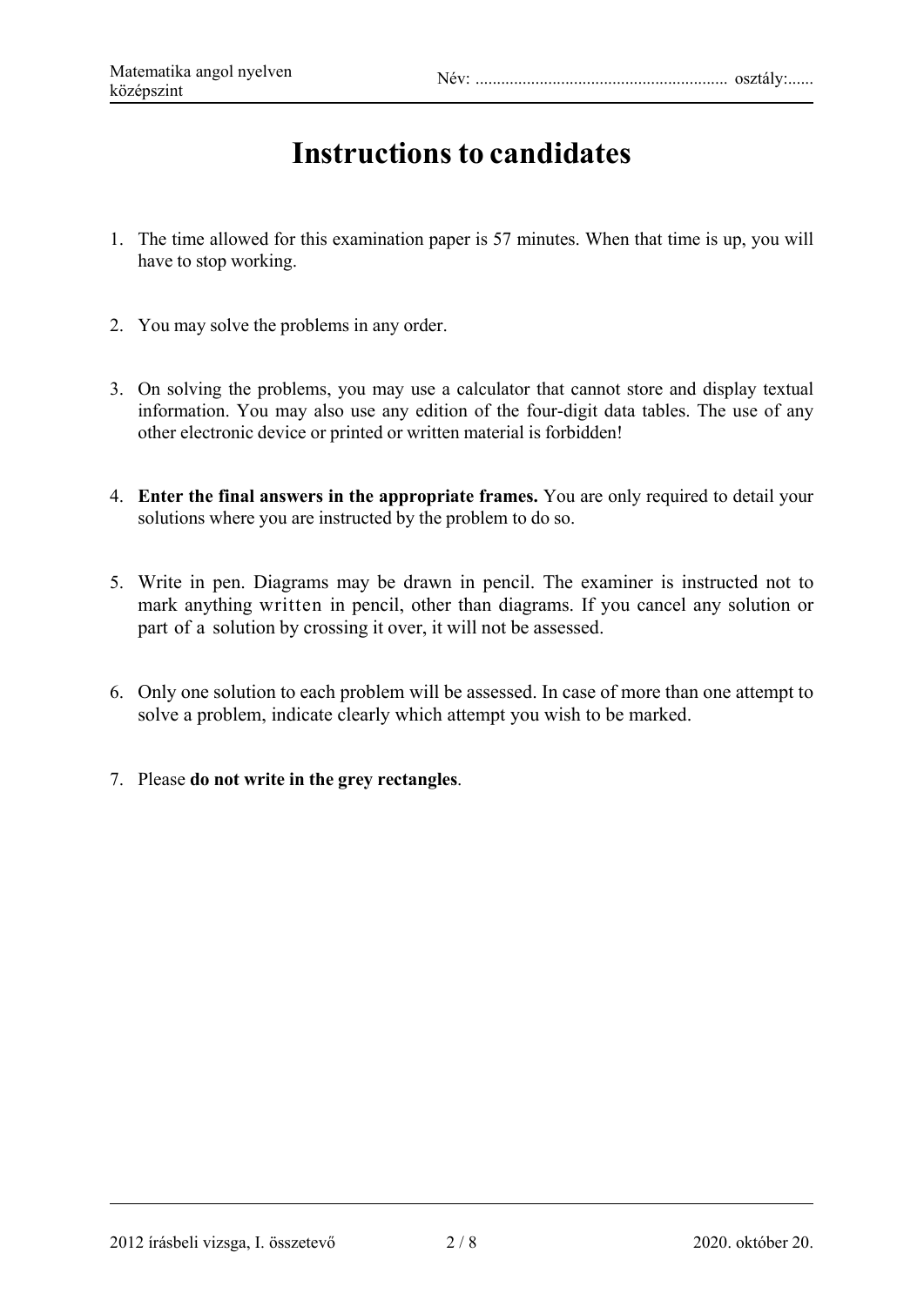# Instructions to candidates

1. The time allowed for this examination paper is 57 minutes. When that time is up, you will have to stop working.

2. You may solve the problems in any order.

3. On solving the problems, you may use a calculator that cannot store and display textual information. You may also use any edition of the four-digit data tables. The use of any other electronic device or printed or written material is forbidden!

4. **Enter the final answers in the appropriate frames.** You are only required to detail your solutions where you are instructed by the problem to do so.

5. Write in pen. Diagrams may be drawn in pencil. The examiner is instructed not to mark anything written in pencil, other than diagrams. If you cancel any solution or part of a solution by crossing it over, it will not be assessed.

6. Only one solution to each problem will be assessed. In case of more than one attempt to solve a problem, indicate clearly which attempt you wish to be marked.

7. Please **do not write in the grey rectangles**.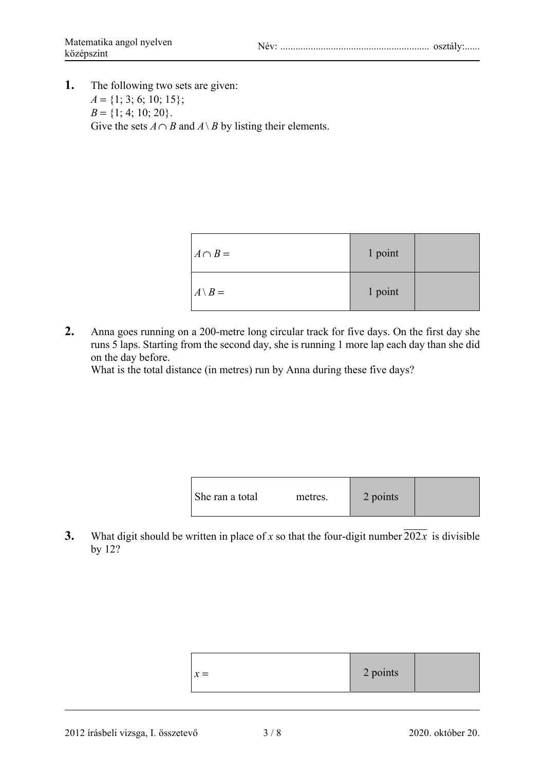**1.** The following two sets are given:
$A = \{1; 3; 6; 10; 15\}$;
$B = \{1; 4; 10; 20\}$.
Give the sets $A \cap B$ and $A \setminus B$ by listing their elements.

| | | |
|---|---|---|
| $A \cap B =$ | 1 point | |
| $A \setminus B =$ | 1 point | |

**2.** Anna goes running on a 200-metre long circular track for five days. On the first day she runs 5 laps. Starting from the second day, she is running 1 more lap each day than she did on the day before.
What is the total distance (in metres) run by Anna during these five days?

| | | |
|---|---|---|
| She ran a total metres. | 2 points | |

**3.** What digit should be written in place of $x$ so that the four-digit number $\overline{202x}$ is divisible by 12?

| | | |
|---|---|---|
| $x =$ | 2 points | |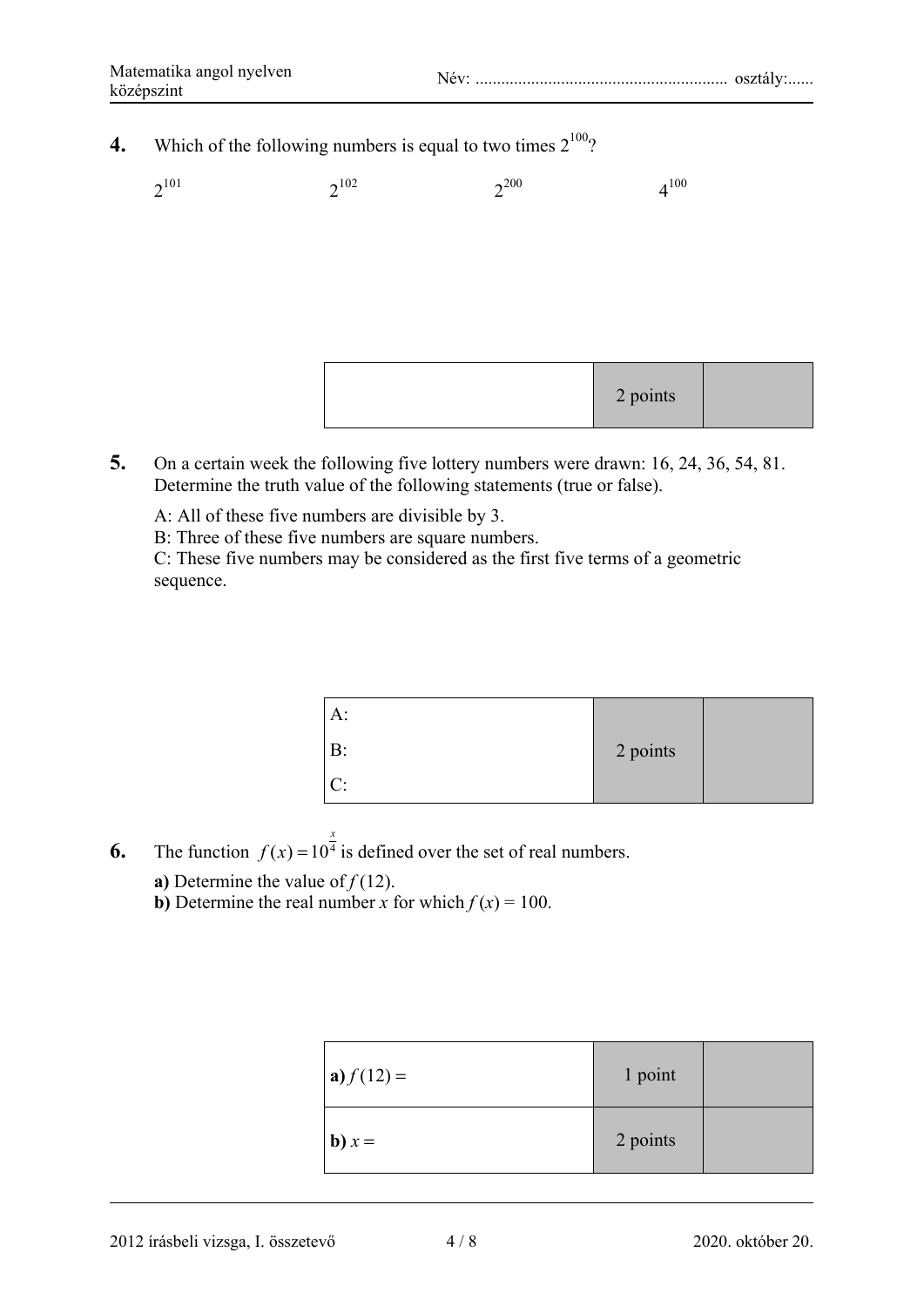**4.** Which of the following numbers is equal to two times $2^{100}$?

$2^{101}$ $\quad$ $2^{102}$ $\quad$ $2^{200}$ $\quad$ $4^{100}$

| | 2 points | |
|---|---|---|

**5.** On a certain week the following five lottery numbers were drawn: 16, 24, 36, 54, 81. Determine the truth value of the following statements (true or false).

A: All of these five numbers are divisible by 3.
B: Three of these five numbers are square numbers.
C: These five numbers may be considered as the first five terms of a geometric sequence.

| A:<br>B:<br>C: | 2 points | |
|---|---|---|

**6.** The function $f(x) = 10^{\frac{x}{4}}$ is defined over the set of real numbers.

**a)** Determine the value of $f(12)$.
**b)** Determine the real number $x$ for which $f(x) = 100$.

| **a)** $f(12) =$ | 1 point | |
|---|---|---|
| **b)** $x =$ | 2 points | |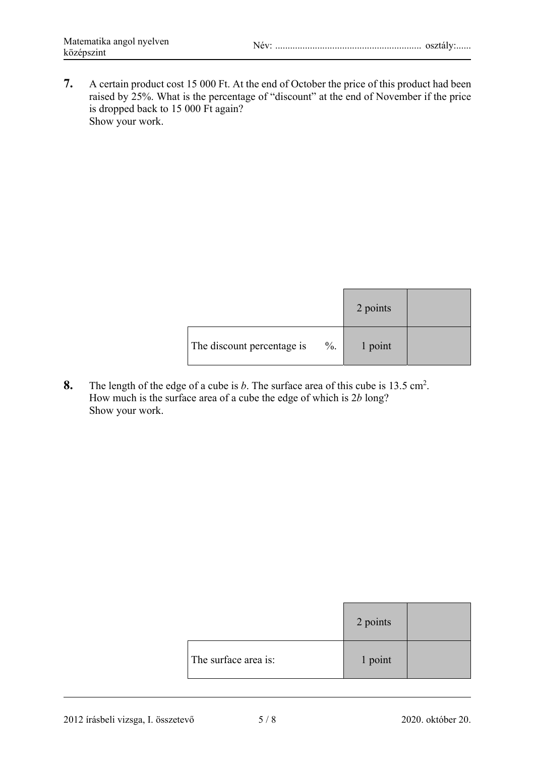**7.** A certain product cost 15 000 Ft. At the end of October the price of this product had been raised by 25%. What is the percentage of "discount" at the end of November if the price is dropped back to 15 000 Ft again?
Show your work.

| | 2 points | |
|---|---|---|
| The discount percentage is %. | 1 point | |

**8.** The length of the edge of a cube is $b$. The surface area of this cube is 13.5 $cm^2$.
How much is the surface area of a cube the edge of which is $2b$ long?
Show your work.

| | 2 points | |
|---|---|---|
| The surface area is: | 1 point | |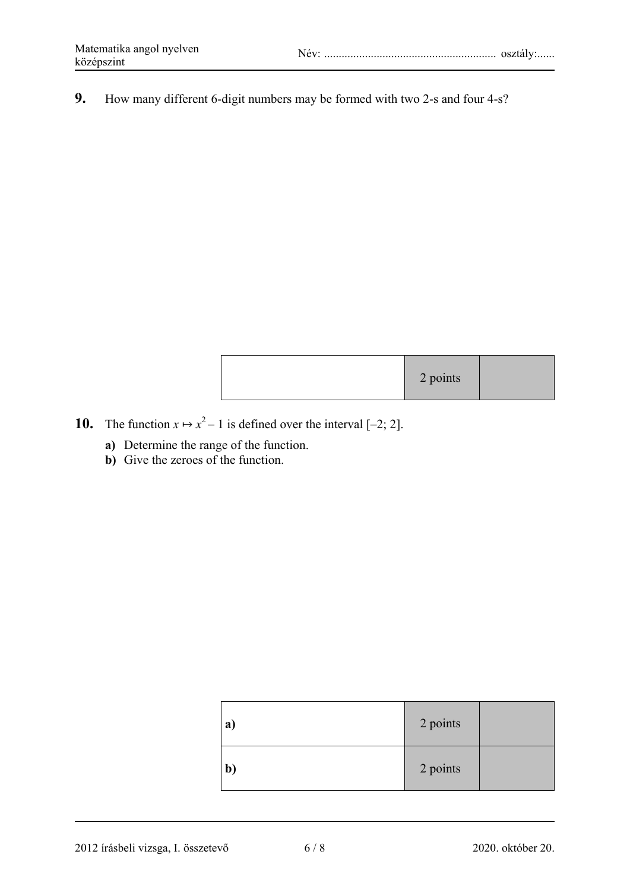**9.** How many different 6-digit numbers may be formed with two 2-s and four 4-s?

| | 2 points | |
|---|---|---|

**10.** The function $x \mapsto x^2 - 1$ is defined over the interval $[-2; 2]$.

**a)** Determine the range of the function.

**b)** Give the zeroes of the function.

| | | |
|---|---|---|
| **a)** | 2 points | |
| **b)** | 2 points | |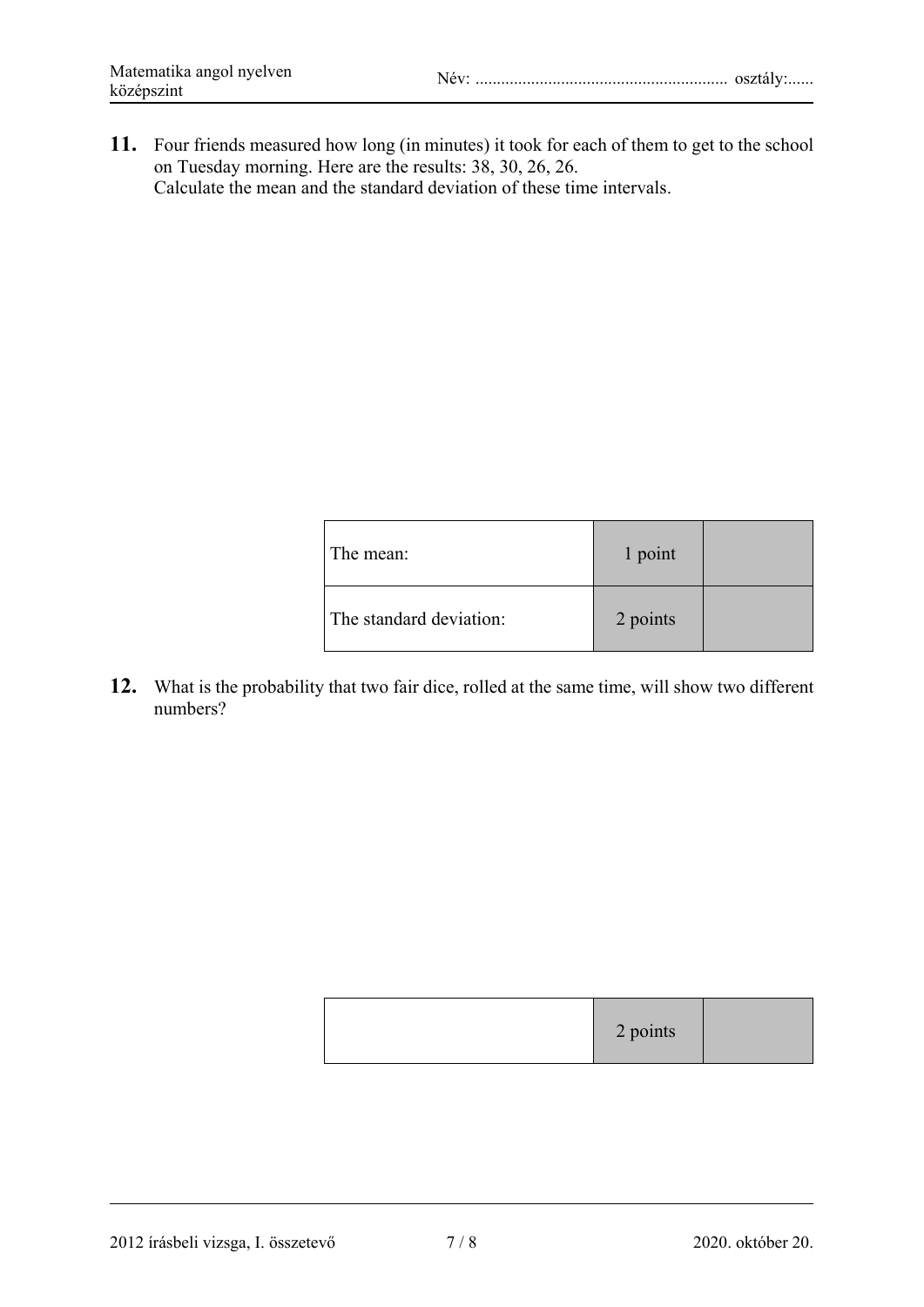**11.** Four friends measured how long (in minutes) it took for each of them to get to the school on Tuesday morning. Here are the results: 38, 30, 26, 26.
Calculate the mean and the standard deviation of these time intervals.

| | | |
|---|---|---|
| The mean: | 1 point | |
| The standard deviation: | 2 points | |

**12.** What is the probability that two fair dice, rolled at the same time, will show two different numbers?

| | | |
|---|---|---|
| | 2 points | |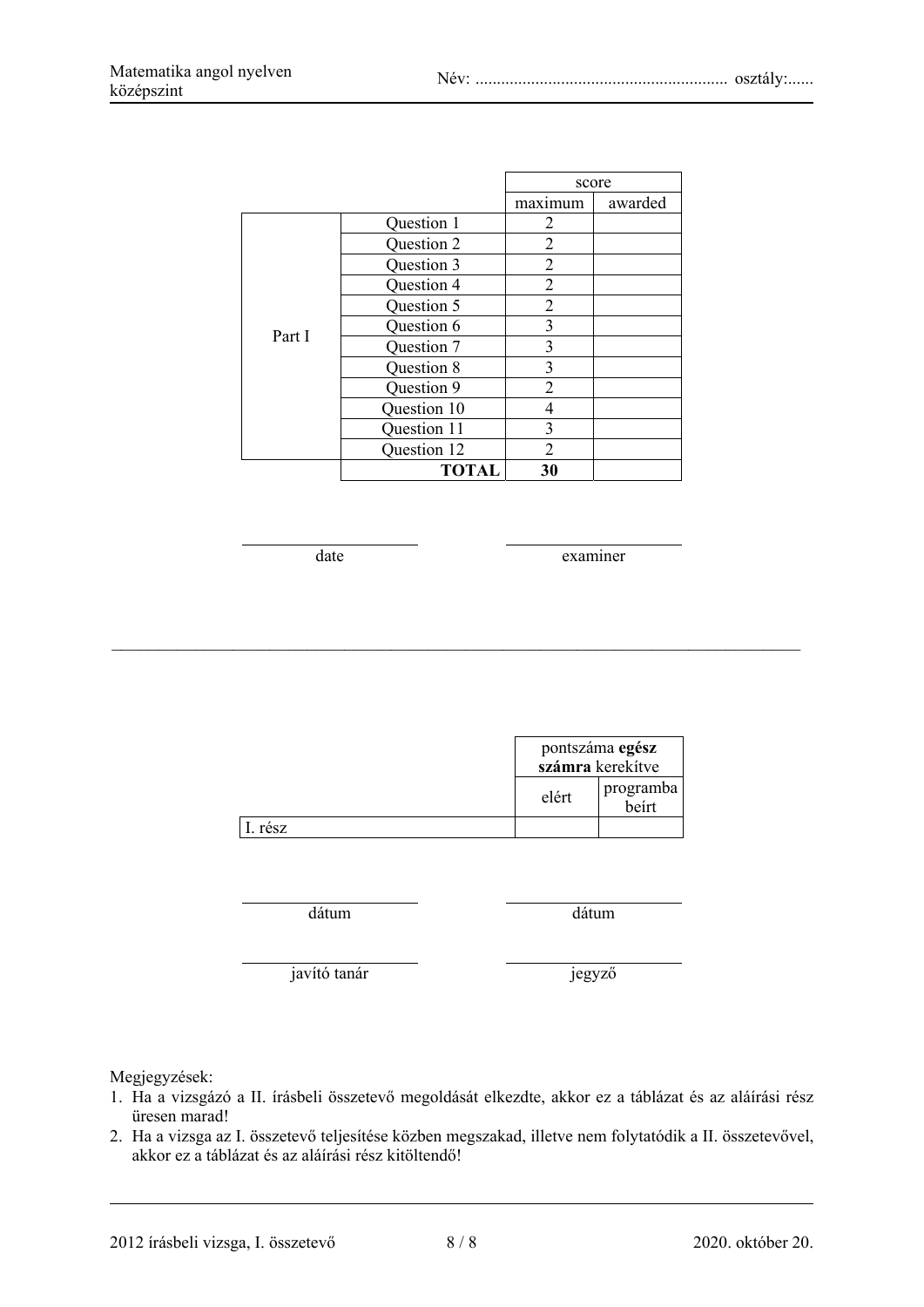| | | score | |
|---|---|---|---|
| | | maximum | awarded |
| Part I | Question 1 | 2 | |
| | Question 2 | 2 | |
| | Question 3 | 2 | |
| | Question 4 | 2 | |
| | Question 5 | 2 | |
| | Question 6 | 3 | |
| | Question 7 | 3 | |
| | Question 8 | 3 | |
| | Question 9 | 2 | |
| | Question 10 | 4 | |
| | Question 11 | 3 | |
| | Question 12 | 2 | |
| | **TOTAL** | **30** | |

date

examiner

---

| | pontszáma **egész számra** kerekítve | |
|---|---|---|
| | elért | programba beírt |
| I. rész | | |

dátum

dátum

javító tanár

jegyző

Megjegyzések:

1. Ha a vizsgázó a II. írásbeli összetevő megoldását elkezdte, akkor ez a táblázat és az aláírási rész üresen marad!
2. Ha a vizsga az I. összetevő teljesítése közben megszakad, illetve nem folytatódik a II. összetevővel, akkor ez a táblázat és az aláírási rész kitöltendő!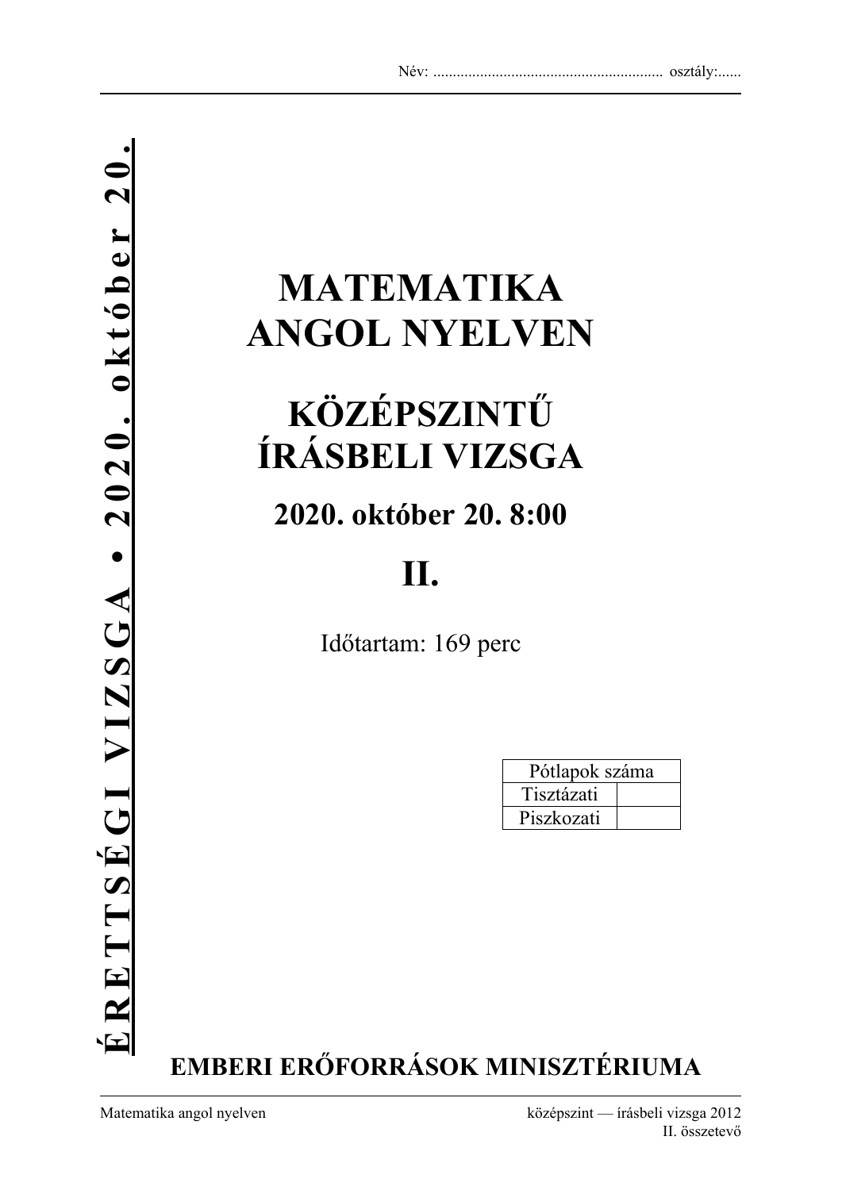Név: ........................................................... osztály:......

**ÉRETTSÉGI VIZSGA • 2020. október 20.**

# MATEMATIKA ANGOL NYELVEN

# KÖZÉPSZINTŰ ÍRÁSBELI VIZSGA

## 2020. október 20. 8:00

# II.

Időtartam: 169 perc

| Pótlapok száma | |
|---|---|
| Tisztázati | |
| Piszkozati | |

**EMBERI ERŐFORRÁSOK MINISZTÉRIUMA**

Matematika angol nyelven — középszint — írásbeli vizsga 2012 II. összetevő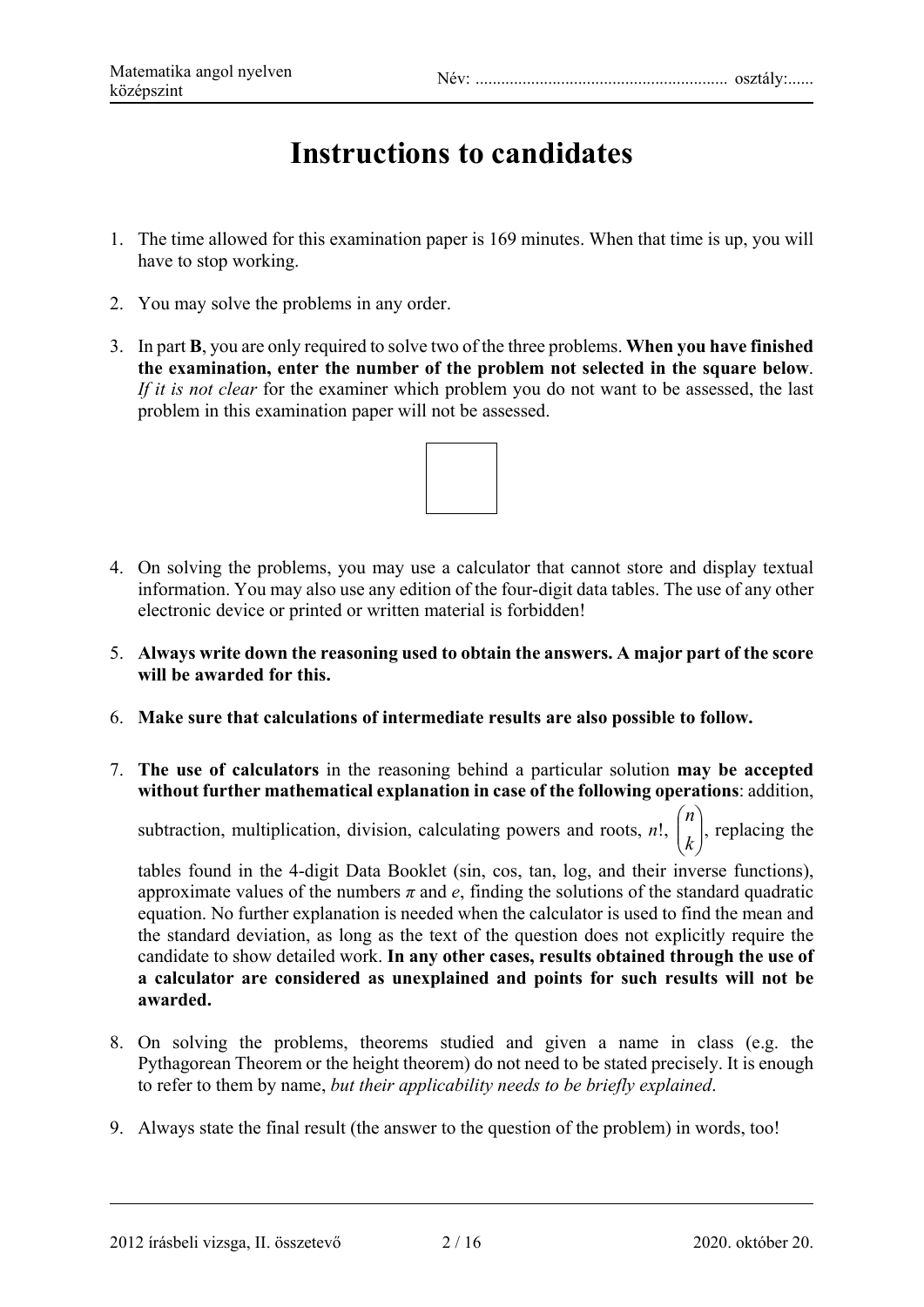# Instructions to candidates

1. The time allowed for this examination paper is 169 minutes. When that time is up, you will have to stop working.

2. You may solve the problems in any order.

3. In part **B**, you are only required to solve two of the three problems. **When you have finished the examination, enter the number of the problem not selected in the square below**. *If it is not clear* for the examiner which problem you do not want to be assessed, the last problem in this examination paper will not be assessed.

| |
|---|
| |

4. On solving the problems, you may use a calculator that cannot store and display textual information. You may also use any edition of the four-digit data tables. The use of any other electronic device or printed or written material is forbidden!

5. **Always write down the reasoning used to obtain the answers. A major part of the score will be awarded for this.**

6. **Make sure that calculations of intermediate results are also possible to follow.**

7. **The use of calculators** in the reasoning behind a particular solution **may be accepted without further mathematical explanation in case of the following operations**: addition, subtraction, multiplication, division, calculating powers and roots, $n!$, $\binom{n}{k}$, replacing the tables found in the 4-digit Data Booklet (sin, cos, tan, log, and their inverse functions), approximate values of the numbers $\pi$ and $e$, finding the solutions of the standard quadratic equation. No further explanation is needed when the calculator is used to find the mean and the standard deviation, as long as the text of the question does not explicitly require the candidate to show detailed work. **In any other cases, results obtained through the use of a calculator are considered as unexplained and points for such results will not be awarded.**

8. On solving the problems, theorems studied and given a name in class (e.g. the Pythagorean Theorem or the height theorem) do not need to be stated precisely. It is enough to refer to them by name, *but their applicability needs to be briefly explained*.

9. Always state the final result (the answer to the question of the problem) in words, too!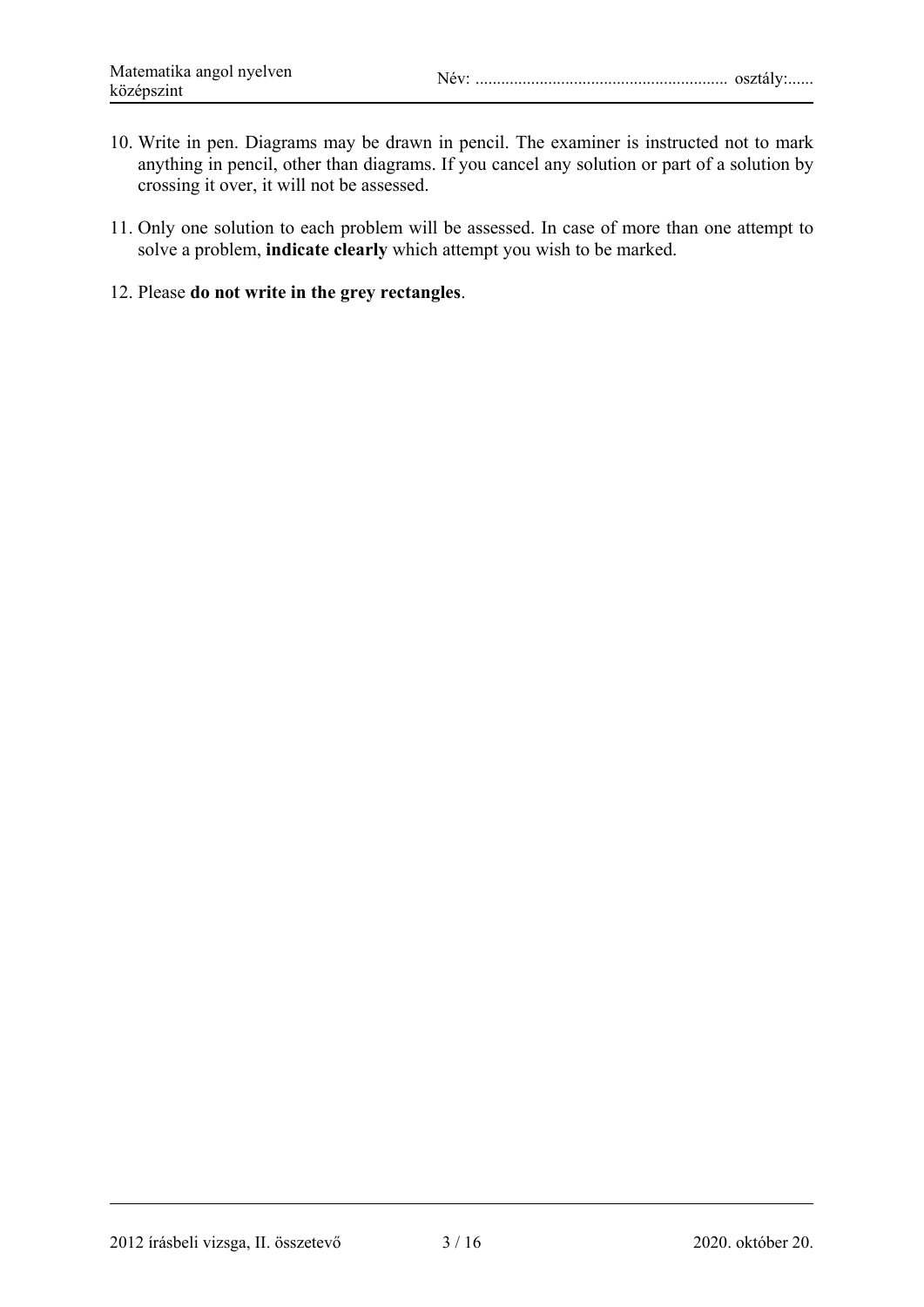10. Write in pen. Diagrams may be drawn in pencil. The examiner is instructed not to mark anything in pencil, other than diagrams. If you cancel any solution or part of a solution by crossing it over, it will not be assessed.

11. Only one solution to each problem will be assessed. In case of more than one attempt to solve a problem, **indicate clearly** which attempt you wish to be marked.

12. Please **do not write in the grey rectangles**.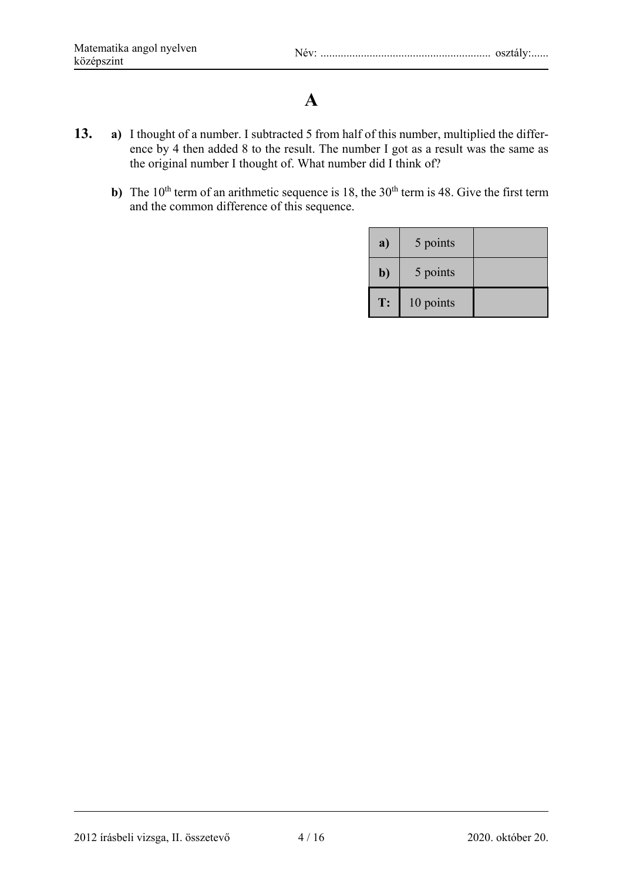# A

**13.** **a)** I thought of a number. I subtracted 5 from half of this number, multiplied the difference by 4 then added 8 to the result. The number I got as a result was the same as the original number I thought of. What number did I think of?

**b)** The $10^{th}$ term of an arithmetic sequence is 18, the $30^{th}$ term is 48. Give the first term and the common difference of this sequence.

| | | |
|---|---|---|
| **a)** | 5 points | |
| **b)** | 5 points | |
| **T:** | 10 points | |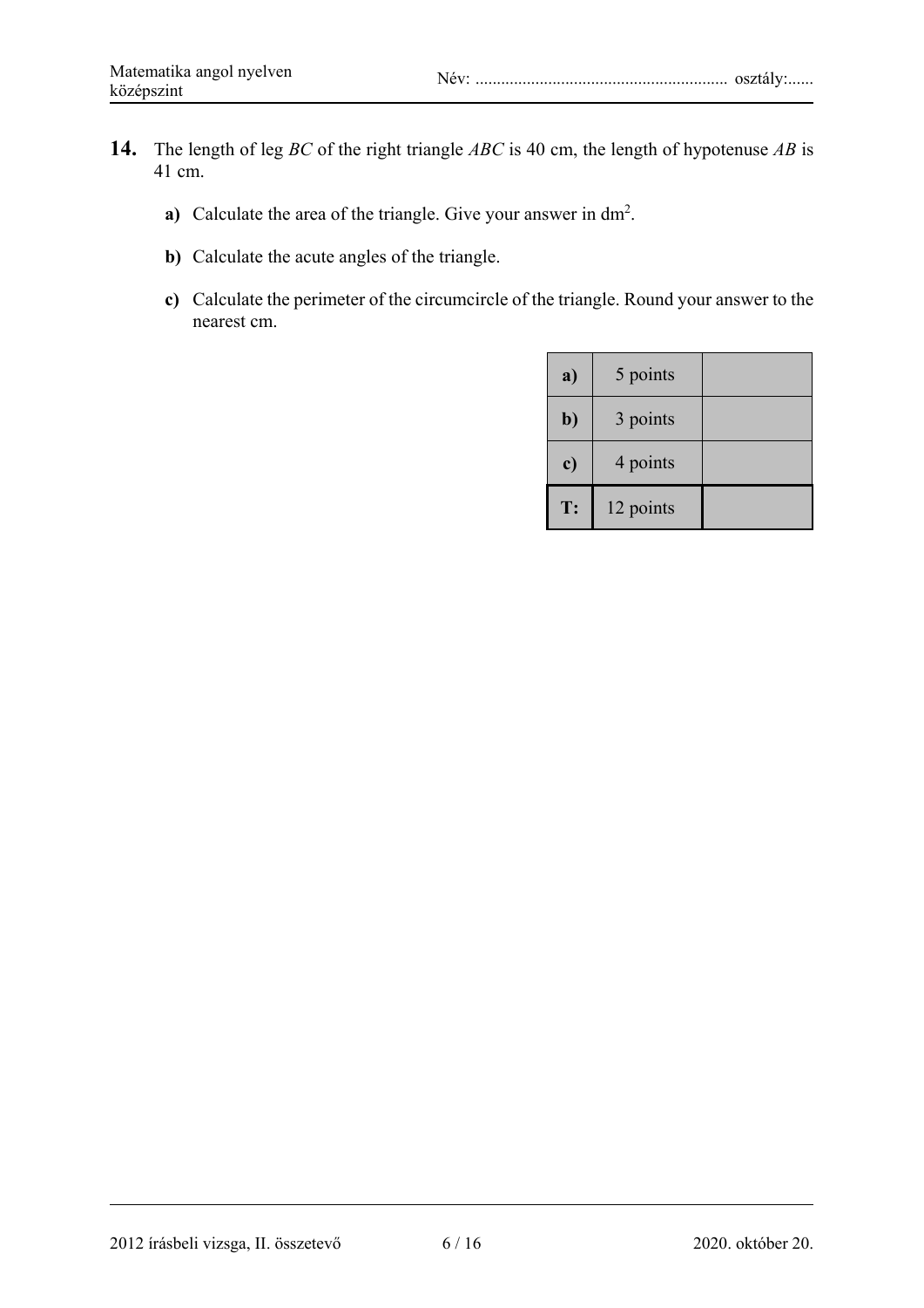**14.** The length of leg *BC* of the right triangle *ABC* is 40 cm, the length of hypotenuse *AB* is 41 cm.

**a)** Calculate the area of the triangle. Give your answer in $dm^2$.

**b)** Calculate the acute angles of the triangle.

**c)** Calculate the perimeter of the circumcircle of the triangle. Round your answer to the nearest cm.

| | | |
|---|---|---|
| **a)** | 5 points | |
| **b)** | 3 points | |
| **c)** | 4 points | |
| **T:** | 12 points | |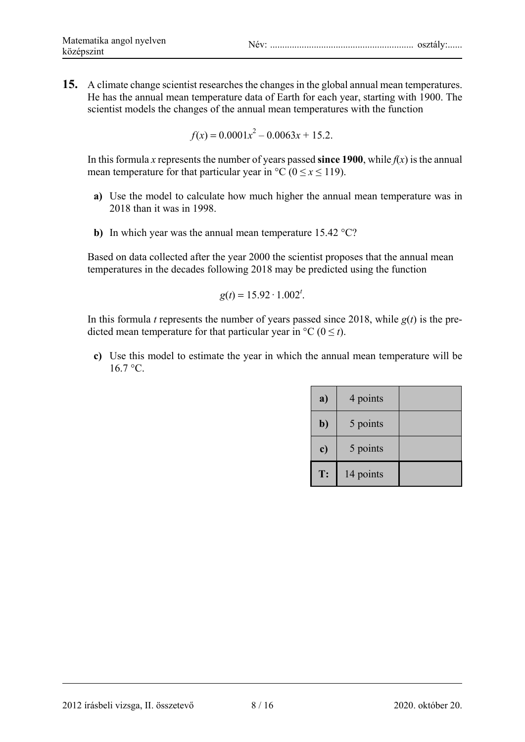**15.** A climate change scientist researches the changes in the global annual mean temperatures. He has the annual mean temperature data of Earth for each year, starting with 1900. The scientist models the changes of the annual mean temperatures with the function

$$f(x) = 0.0001x^2 - 0.0063x + 15.2.$$

In this formula $x$ represents the number of years passed **since 1900**, while $f(x)$ is the annual mean temperature for that particular year in °C ($0 \leq x \leq 119$).

**a)** Use the model to calculate how much higher the annual mean temperature was in 2018 than it was in 1998.

**b)** In which year was the annual mean temperature 15.42 °C?

Based on data collected after the year 2000 the scientist proposes that the annual mean temperatures in the decades following 2018 may be predicted using the function

$$g(t) = 15.92 \cdot 1.002^t.$$

In this formula $t$ represents the number of years passed since 2018, while $g(t)$ is the predicted mean temperature for that particular year in °C ($0 \leq t$).

**c)** Use this model to estimate the year in which the annual mean temperature will be 16.7 °C.

| | | |
|---|---|---|
| **a)** | 4 points | |
| **b)** | 5 points | |
| **c)** | 5 points | |
| **T:** | 14 points | |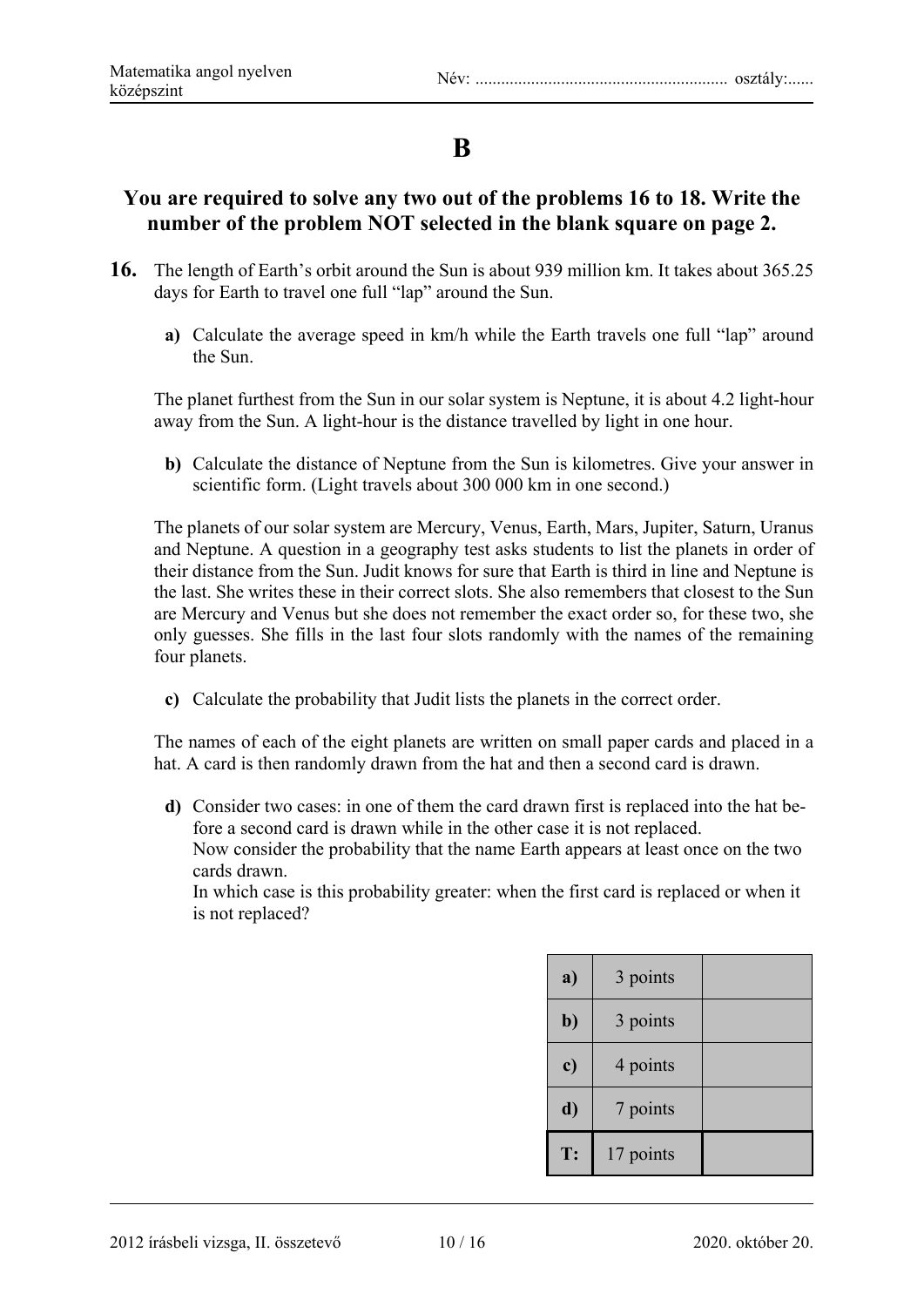# B

## You are required to solve any two out of the problems 16 to 18. Write the number of the problem NOT selected in the blank square on page 2.

**16.** The length of Earth's orbit around the Sun is about 939 million km. It takes about 365.25 days for Earth to travel one full "lap" around the Sun.

**a)** Calculate the average speed in km/h while the Earth travels one full "lap" around the Sun.

The planet furthest from the Sun in our solar system is Neptune, it is about 4.2 light-hour away from the Sun. A light-hour is the distance travelled by light in one hour.

**b)** Calculate the distance of Neptune from the Sun is kilometres. Give your answer in scientific form. (Light travels about 300 000 km in one second.)

The planets of our solar system are Mercury, Venus, Earth, Mars, Jupiter, Saturn, Uranus and Neptune. A question in a geography test asks students to list the planets in order of their distance from the Sun. Judit knows for sure that Earth is third in line and Neptune is the last. She writes these in their correct slots. She also remembers that closest to the Sun are Mercury and Venus but she does not remember the exact order so, for these two, she only guesses. She fills in the last four slots randomly with the names of the remaining four planets.

**c)** Calculate the probability that Judit lists the planets in the correct order.

The names of each of the eight planets are written on small paper cards and placed in a hat. A card is then randomly drawn from the hat and then a second card is drawn.

**d)** Consider two cases: in one of them the card drawn first is replaced into the hat before a second card is drawn while in the other case it is not replaced.
Now consider the probability that the name Earth appears at least once on the two cards drawn.
In which case is this probability greater: when the first card is replaced or when it is not replaced?

| | | |
|---|---|---|
| **a)** | 3 points | |
| **b)** | 3 points | |
| **c)** | 4 points | |
| **d)** | 7 points | |
| **T:** | 17 points | |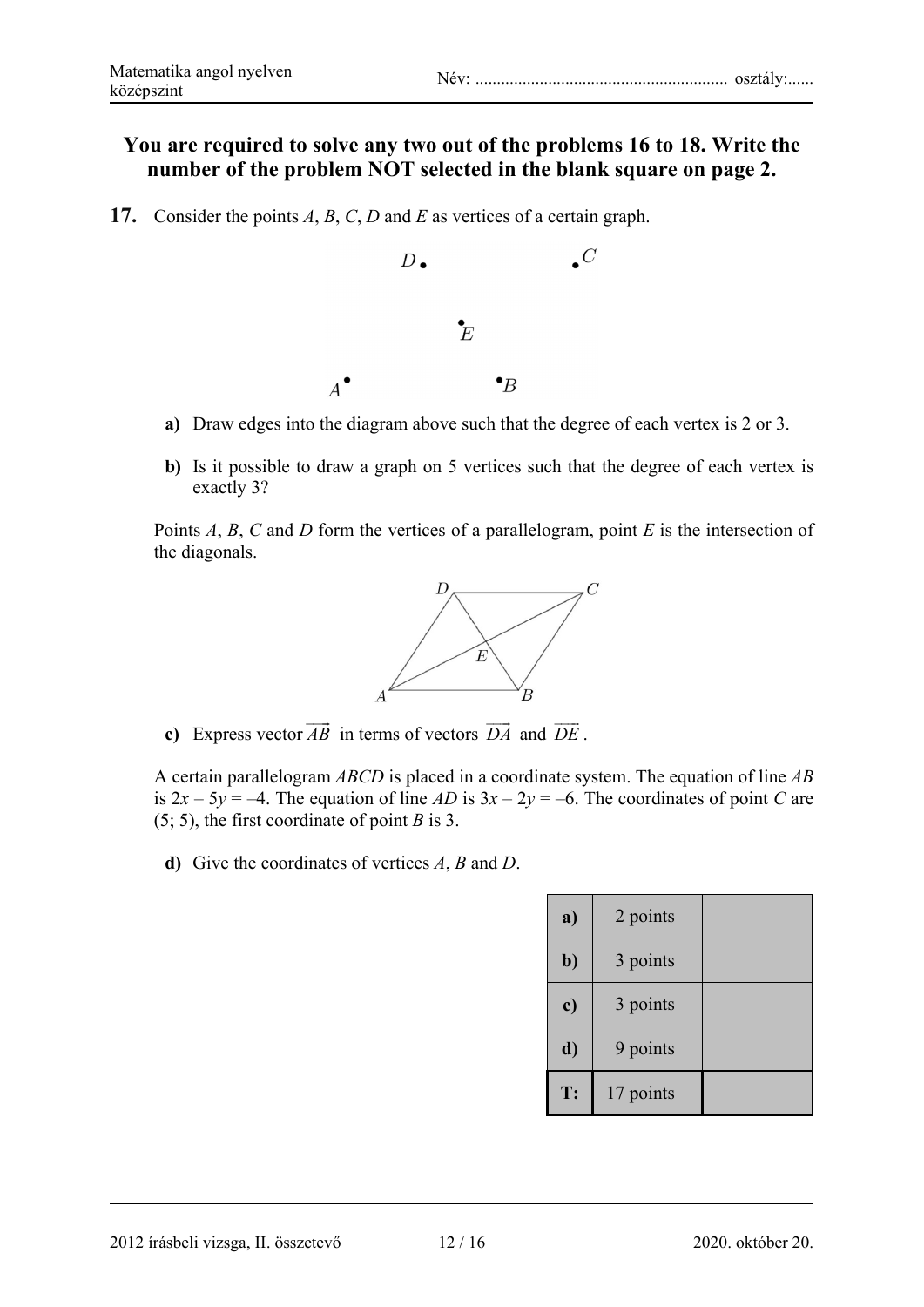**You are required to solve any two out of the problems 16 to 18. Write the number of the problem NOT selected in the blank square on page 2.**

**17.** Consider the points *A*, *B*, *C*, *D* and *E* as vertices of a certain graph.

**a)** Draw edges into the diagram above such that the degree of each vertex is 2 or 3.

**b)** Is it possible to draw a graph on 5 vertices such that the degree of each vertex is exactly 3?

Points *A*, *B*, *C* and *D* form the vertices of a parallelogram, point *E* is the intersection of the diagonals.

**c)** Express vector $\overrightarrow{AB}$ in terms of vectors $\overrightarrow{DA}$ and $\overrightarrow{DE}$.

A certain parallelogram *ABCD* is placed in a coordinate system. The equation of line *AB* is $2x - 5y = -4$. The equation of line *AD* is $3x - 2y = -6$. The coordinates of point *C* are (5; 5), the first coordinate of point *B* is 3.

**d)** Give the coordinates of vertices *A*, *B* and *D*.

| | | |
|---|---|---|
| **a)** | 2 points | |
| **b)** | 3 points | |
| **c)** | 3 points | |
| **d)** | 9 points | |
| **T:** | 17 points | |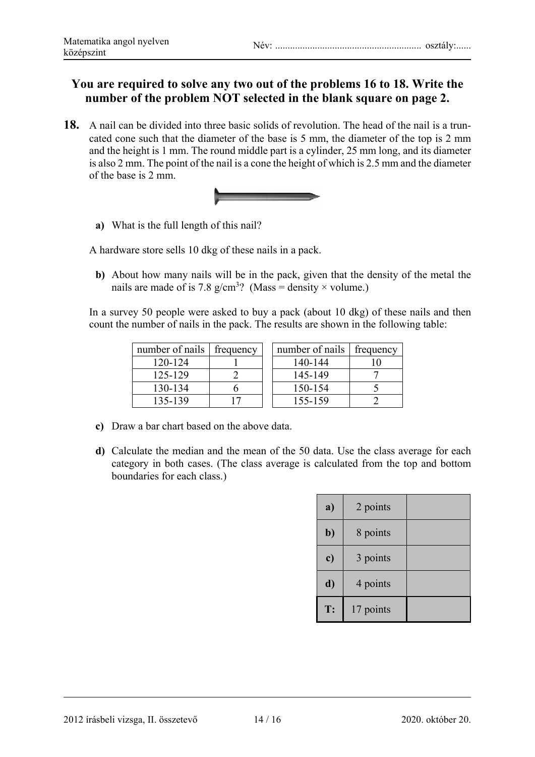**You are required to solve any two out of the problems 16 to 18. Write the number of the problem NOT selected in the blank square on page 2.**

**18.** A nail can be divided into three basic solids of revolution. The head of the nail is a truncated cone such that the diameter of the base is 5 mm, the diameter of the top is 2 mm and the height is 1 mm. The round middle part is a cylinder, 25 mm long, and its diameter is also 2 mm. The point of the nail is a cone the height of which is 2.5 mm and the diameter of the base is 2 mm.

**a)** What is the full length of this nail?

A hardware store sells 10 dkg of these nails in a pack.

**b)** About how many nails will be in the pack, given that the density of the metal the nails are made of is 7.8 g/cm$^3$? (Mass = density × volume.)

In a survey 50 people were asked to buy a pack (about 10 dkg) of these nails and then count the number of nails in the pack. The results are shown in the following table:

| number of nails | frequency |
|---|---|
| 120-124 | 1 |
| 125-129 | 2 |
| 130-134 | 6 |
| 135-139 | 17 |

| number of nails | frequency |
|---|---|
| 140-144 | 10 |
| 145-149 | 7 |
| 150-154 | 5 |
| 155-159 | 2 |

**c)** Draw a bar chart based on the above data.

**d)** Calculate the median and the mean of the 50 data. Use the class average for each category in both cases. (The class average is calculated from the top and bottom boundaries for each class.)

| | | |
|---|---|---|
| **a)** | 2 points | |
| **b)** | 8 points | |
| **c)** | 3 points | |
| **d)** | 4 points | |
| **T:** | 17 points | |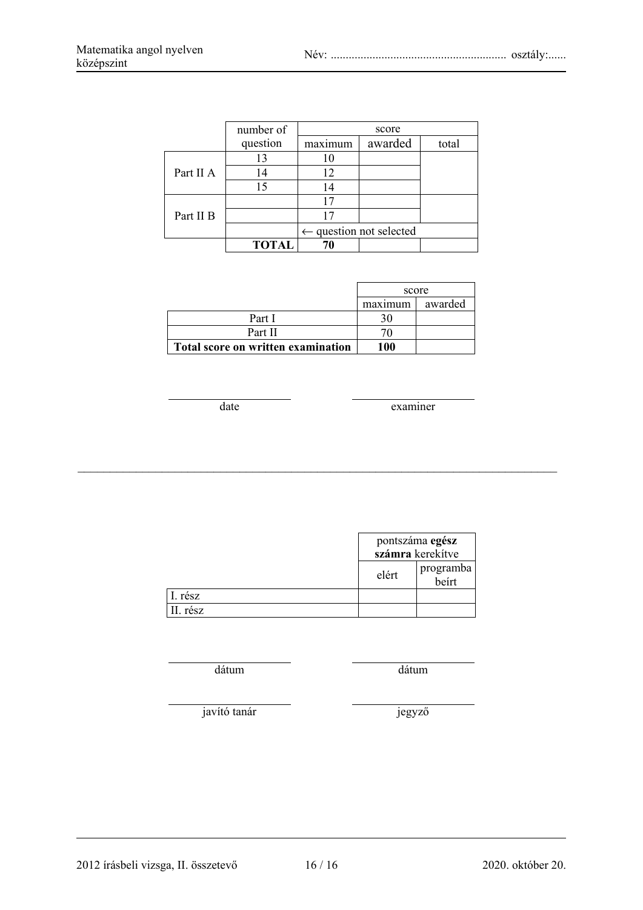| | number of question | score | | |
|---|---|---|---|---|
| | | maximum | awarded | total |
| Part II A | 13 | 10 | | |
| | 14 | 12 | | |
| | 15 | 14 | | |
| Part II B | | 17 | | |
| | | 17 | | |
| | | ← question not selected | | |
| | **TOTAL** | **70** | | |

| | score | |
|---|---|---|
| | maximum | awarded |
| Part I | 30 | |
| Part II | 70 | |
| **Total score on written examination** | **100** | |

date

examiner

| | pontszáma **egész számra** kerekítve | |
|---|---|---|
| | elért | programba beírt |
| I. rész | | |
| II. rész | | |

dátum

dátum

javító tanár

jegyző